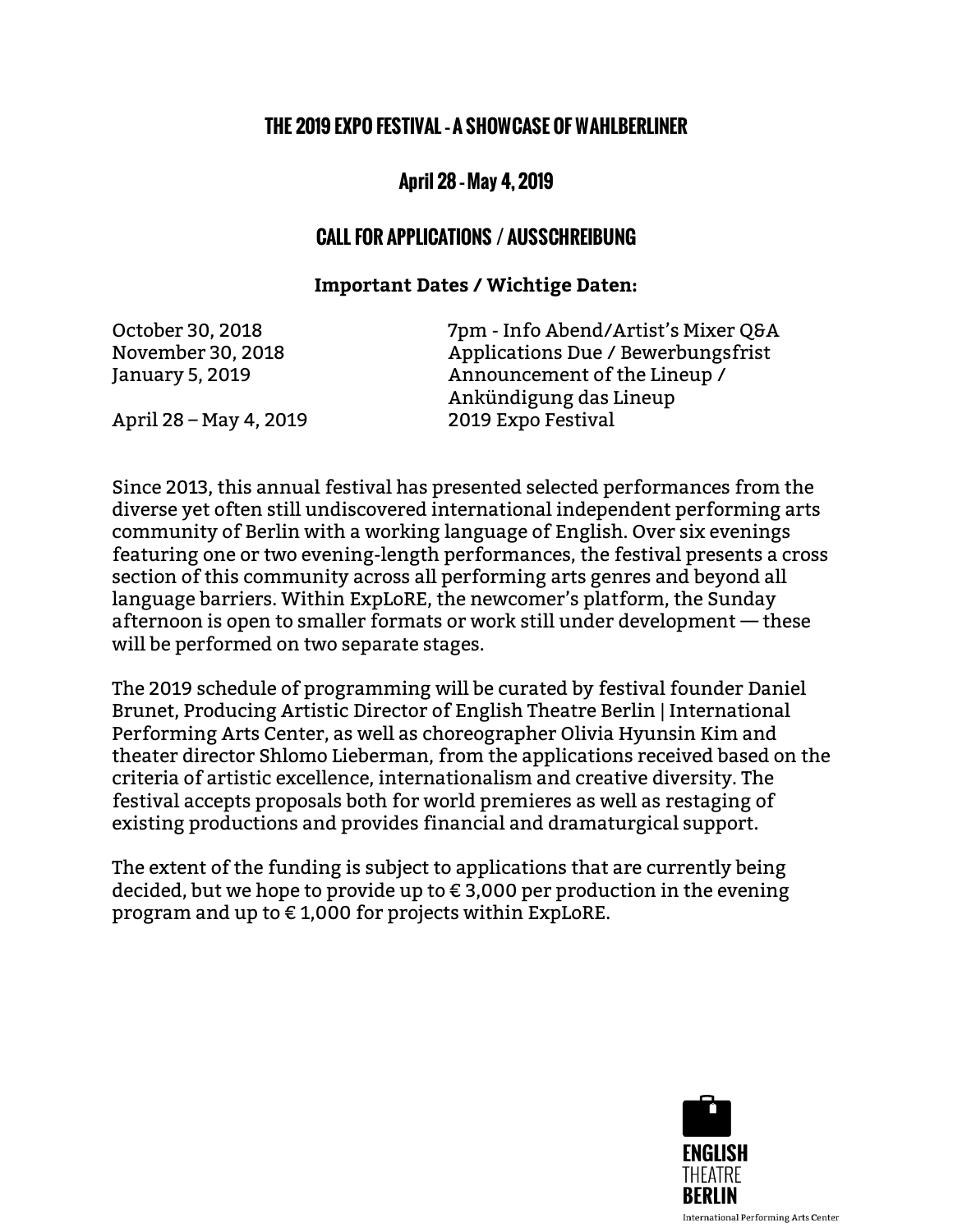# THE 2019 EXPO FESTIVAL - A SHOWCASE OF WAHLBERLINER

## April 28 - May 4, 2019

## CALL FOR APPLICATIONS / AUSSCHREIBUNG

### Important Dates / Wichtige Daten:

| | |
|---|---|
| October 30, 2018 | 7pm - Info Abend/Artist's Mixer Q&A |
| November 30, 2018 | Applications Due / Bewerbungsfrist |
| January 5, 2019 | Announcement of the Lineup / Ankündigung das Lineup |
| April 28 – May 4, 2019 | 2019 Expo Festival |

Since 2013, this annual festival has presented selected performances from the diverse yet often still undiscovered international independent performing arts community of Berlin with a working language of English. Over six evenings featuring one or two evening-length performances, the festival presents a cross section of this community across all performing arts genres and beyond all language barriers. Within ExpLoRE, the newcomer's platform, the Sunday afternoon is open to smaller formats or work still under development — these will be performed on two separate stages.

The 2019 schedule of programming will be curated by festival founder Daniel Brunet, Producing Artistic Director of English Theatre Berlin | International Performing Arts Center, as well as choreographer Olivia Hyunsin Kim and theater director Shlomo Lieberman, from the applications received based on the criteria of artistic excellence, internationalism and creative diversity. The festival accepts proposals both for world premieres as well as restaging of existing productions and provides financial and dramaturgical support.

The extent of the funding is subject to applications that are currently being decided, but we hope to provide up to € 3,000 per production in the evening program and up to € 1,000 for projects within ExpLoRE.

ENGLISH THEATRE BERLIN
International Performing Arts Center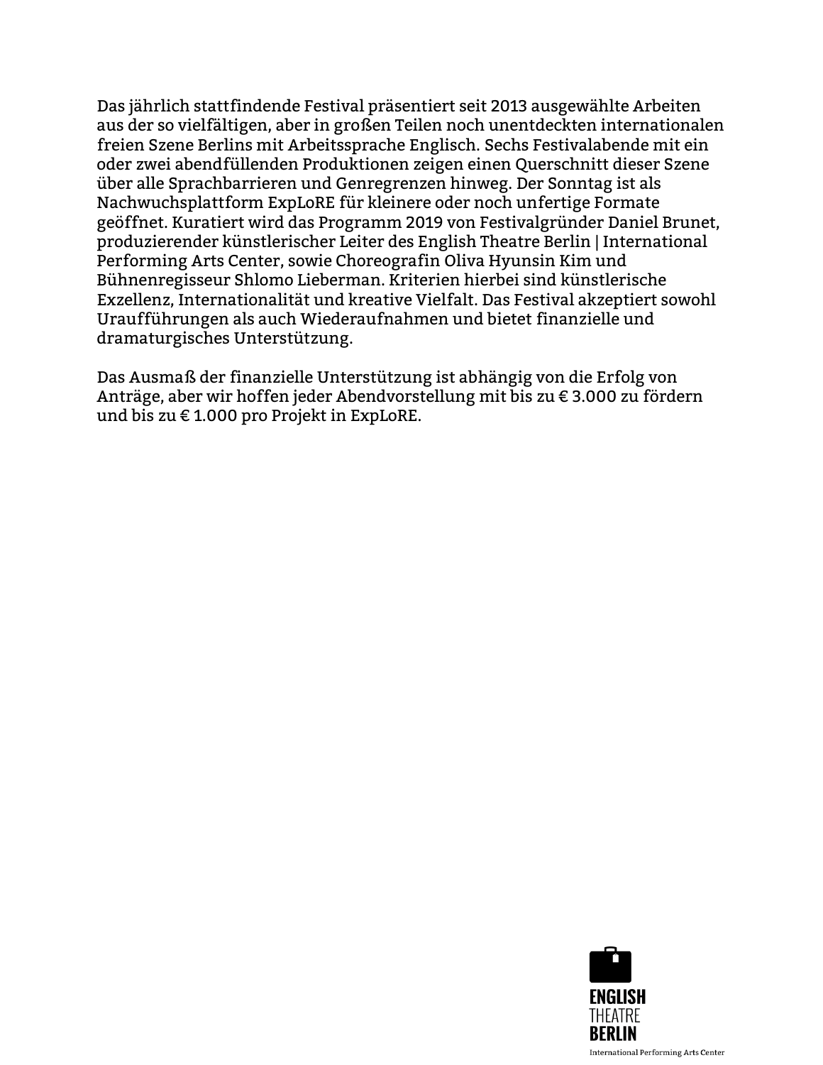Das jährlich stattfindende Festival präsentiert seit 2013 ausgewählte Arbeiten aus der so vielfältigen, aber in großen Teilen noch unentdeckten internationalen freien Szene Berlins mit Arbeitssprache Englisch. Sechs Festivalabende mit ein oder zwei abendfüllenden Produktionen zeigen einen Querschnitt dieser Szene über alle Sprachbarrieren und Genregrenzen hinweg. Der Sonntag ist als Nachwuchsplattform ExpLoRE für kleinere oder noch unfertige Formate geöffnet. Kuratiert wird das Programm 2019 von Festivalgründer Daniel Brunet, produzierender künstlerischer Leiter des English Theatre Berlin | International Performing Arts Center, sowie Choreografin Oliva Hyunsin Kim und Bühnenregisseur Shlomo Lieberman. Kriterien hierbei sind künstlerische Exzellenz, Internationalität und kreative Vielfalt. Das Festival akzeptiert sowohl Uraufführungen als auch Wiederaufnahmen und bietet finanzielle und dramaturgisches Unterstützung.

Das Ausmaß der finanzielle Unterstützung ist abhängig von die Erfolg von Anträge, aber wir hoffen jeder Abendvorstellung mit bis zu € 3.000 zu fördern und bis zu € 1.000 pro Projekt in ExpLoRE.

ENGLISH THEATRE BERLIN

International Performing Arts Center